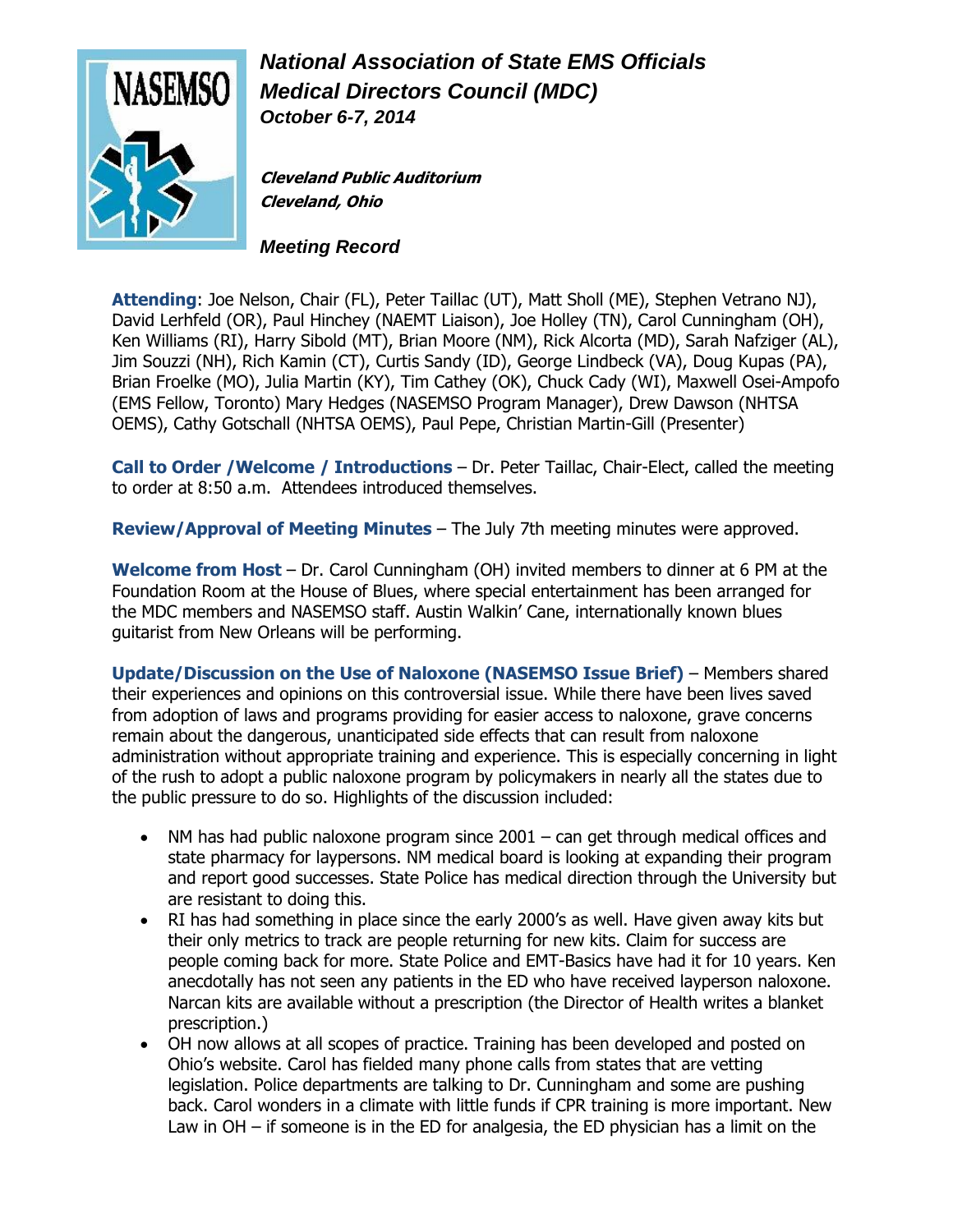# National Association of State EMS Officials
## Medical Directors Council (MDC)
**October 6-7, 2014**

**Cleveland Public Auditorium**
**Cleveland, Ohio**

**Meeting Record**

**Attending**: Joe Nelson, Chair (FL), Peter Taillac (UT), Matt Sholl (ME), Stephen Vetrano NJ), David Lerhfeld (OR), Paul Hinchey (NAEMT Liaison), Joe Holley (TN), Carol Cunningham (OH), Ken Williams (RI), Harry Sibold (MT), Brian Moore (NM), Rick Alcorta (MD), Sarah Nafziger (AL), Jim Souzzi (NH), Rich Kamin (CT), Curtis Sandy (ID), George Lindbeck (VA), Doug Kupas (PA), Brian Froelke (MO), Julia Martin (KY), Tim Cathey (OK), Chuck Cady (WI), Maxwell Osei-Ampofo (EMS Fellow, Toronto) Mary Hedges (NASEMSO Program Manager), Drew Dawson (NHTSA OEMS), Cathy Gotschall (NHTSA OEMS), Paul Pepe, Christian Martin-Gill (Presenter)

**Call to Order /Welcome / Introductions** – Dr. Peter Taillac, Chair-Elect, called the meeting to order at 8:50 a.m. Attendees introduced themselves.

**Review/Approval of Meeting Minutes** – The July 7th meeting minutes were approved.

**Welcome from Host** – Dr. Carol Cunningham (OH) invited members to dinner at 6 PM at the Foundation Room at the House of Blues, where special entertainment has been arranged for the MDC members and NASEMSO staff. Austin Walkin' Cane, internationally known blues guitarist from New Orleans will be performing.

**Update/Discussion on the Use of Naloxone (NASEMSO Issue Brief)** – Members shared their experiences and opinions on this controversial issue. While there have been lives saved from adoption of laws and programs providing for easier access to naloxone, grave concerns remain about the dangerous, unanticipated side effects that can result from naloxone administration without appropriate training and experience. This is especially concerning in light of the rush to adopt a public naloxone program by policymakers in nearly all the states due to the public pressure to do so. Highlights of the discussion included:

- NM has had public naloxone program since 2001 – can get through medical offices and state pharmacy for laypersons. NM medical board is looking at expanding their program and report good successes. State Police has medical direction through the University but are resistant to doing this.
- RI has had something in place since the early 2000's as well. Have given away kits but their only metrics to track are people returning for new kits. Claim for success are people coming back for more. State Police and EMT-Basics have had it for 10 years. Ken anecdotally has not seen any patients in the ED who have received layperson naloxone. Narcan kits are available without a prescription (the Director of Health writes a blanket prescription.)
- OH now allows at all scopes of practice. Training has been developed and posted on Ohio's website. Carol has fielded many phone calls from states that are vetting legislation. Police departments are talking to Dr. Cunningham and some are pushing back. Carol wonders in a climate with little funds if CPR training is more important. New Law in OH – if someone is in the ED for analgesia, the ED physician has a limit on the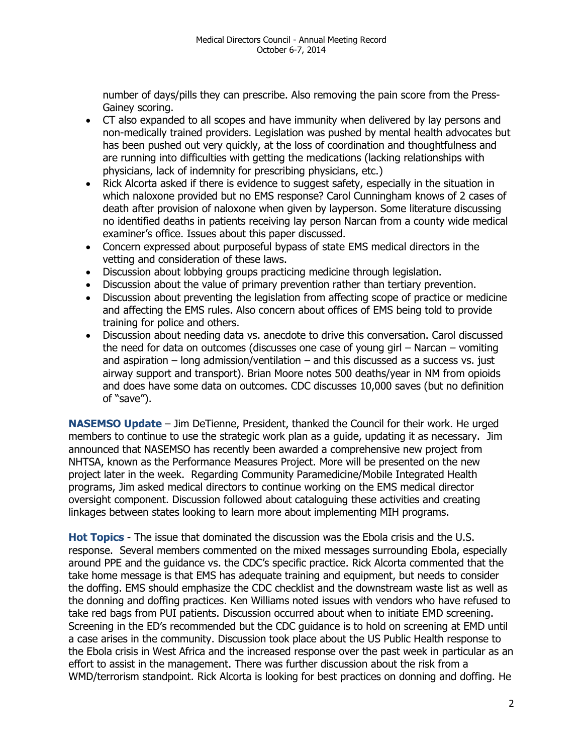number of days/pills they can prescribe. Also removing the pain score from the Press-Gainey scoring.

- CT also expanded to all scopes and have immunity when delivered by lay persons and non-medically trained providers. Legislation was pushed by mental health advocates but has been pushed out very quickly, at the loss of coordination and thoughtfulness and are running into difficulties with getting the medications (lacking relationships with physicians, lack of indemnity for prescribing physicians, etc.)
- Rick Alcorta asked if there is evidence to suggest safety, especially in the situation in which naloxone provided but no EMS response? Carol Cunningham knows of 2 cases of death after provision of naloxone when given by layperson. Some literature discussing no identified deaths in patients receiving lay person Narcan from a county wide medical examiner's office. Issues about this paper discussed.
- Concern expressed about purposeful bypass of state EMS medical directors in the vetting and consideration of these laws.
- Discussion about lobbying groups practicing medicine through legislation.
- Discussion about the value of primary prevention rather than tertiary prevention.
- Discussion about preventing the legislation from affecting scope of practice or medicine and affecting the EMS rules. Also concern about offices of EMS being told to provide training for police and others.
- Discussion about needing data vs. anecdote to drive this conversation. Carol discussed the need for data on outcomes (discusses one case of young girl – Narcan – vomiting and aspiration – long admission/ventilation – and this discussed as a success vs. just airway support and transport). Brian Moore notes 500 deaths/year in NM from opioids and does have some data on outcomes. CDC discusses 10,000 saves (but no definition of "save").

**NASEMSO Update** – Jim DeTienne, President, thanked the Council for their work. He urged members to continue to use the strategic work plan as a guide, updating it as necessary. Jim announced that NASEMSO has recently been awarded a comprehensive new project from NHTSA, known as the Performance Measures Project. More will be presented on the new project later in the week. Regarding Community Paramedicine/Mobile Integrated Health programs, Jim asked medical directors to continue working on the EMS medical director oversight component. Discussion followed about cataloguing these activities and creating linkages between states looking to learn more about implementing MIH programs.

**Hot Topics** - The issue that dominated the discussion was the Ebola crisis and the U.S. response. Several members commented on the mixed messages surrounding Ebola, especially around PPE and the guidance vs. the CDC's specific practice. Rick Alcorta commented that the take home message is that EMS has adequate training and equipment, but needs to consider the doffing. EMS should emphasize the CDC checklist and the downstream waste list as well as the donning and doffing practices. Ken Williams noted issues with vendors who have refused to take red bags from PUI patients. Discussion occurred about when to initiate EMD screening. Screening in the ED's recommended but the CDC guidance is to hold on screening at EMD until a case arises in the community. Discussion took place about the US Public Health response to the Ebola crisis in West Africa and the increased response over the past week in particular as an effort to assist in the management. There was further discussion about the risk from a WMD/terrorism standpoint. Rick Alcorta is looking for best practices on donning and doffing. He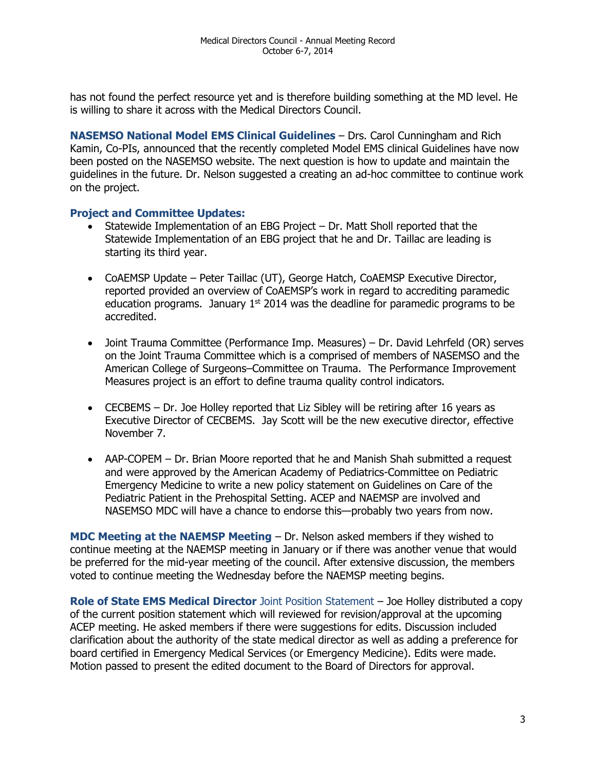has not found the perfect resource yet and is therefore building something at the MD level. He is willing to share it across with the Medical Directors Council.

**NASEMSO National Model EMS Clinical Guidelines** – Drs. Carol Cunningham and Rich Kamin, Co-PIs, announced that the recently completed Model EMS clinical Guidelines have now been posted on the NASEMSO website. The next question is how to update and maintain the guidelines in the future. Dr. Nelson suggested a creating an ad-hoc committee to continue work on the project.

**Project and Committee Updates:**

- Statewide Implementation of an EBG Project – Dr. Matt Sholl reported that the Statewide Implementation of an EBG project that he and Dr. Taillac are leading is starting its third year.

- CoAEMSP Update – Peter Taillac (UT), George Hatch, CoAEMSP Executive Director, reported provided an overview of CoAEMSP's work in regard to accrediting paramedic education programs. January 1st 2014 was the deadline for paramedic programs to be accredited.

- Joint Trauma Committee (Performance Imp. Measures) – Dr. David Lehrfeld (OR) serves on the Joint Trauma Committee which is a comprised of members of NASEMSO and the American College of Surgeons–Committee on Trauma. The Performance Improvement Measures project is an effort to define trauma quality control indicators.

- CECBEMS – Dr. Joe Holley reported that Liz Sibley will be retiring after 16 years as Executive Director of CECBEMS. Jay Scott will be the new executive director, effective November 7.

- AAP-COPEM – Dr. Brian Moore reported that he and Manish Shah submitted a request and were approved by the American Academy of Pediatrics-Committee on Pediatric Emergency Medicine to write a new policy statement on Guidelines on Care of the Pediatric Patient in the Prehospital Setting. ACEP and NAEMSP are involved and NASEMSO MDC will have a chance to endorse this—probably two years from now.

**MDC Meeting at the NAEMSP Meeting** – Dr. Nelson asked members if they wished to continue meeting at the NAEMSP meeting in January or if there was another venue that would be preferred for the mid-year meeting of the council. After extensive discussion, the members voted to continue meeting the Wednesday before the NAEMSP meeting begins.

**Role of State EMS Medical Director** Joint Position Statement – Joe Holley distributed a copy of the current position statement which will reviewed for revision/approval at the upcoming ACEP meeting. He asked members if there were suggestions for edits. Discussion included clarification about the authority of the state medical director as well as adding a preference for board certified in Emergency Medical Services (or Emergency Medicine). Edits were made. Motion passed to present the edited document to the Board of Directors for approval.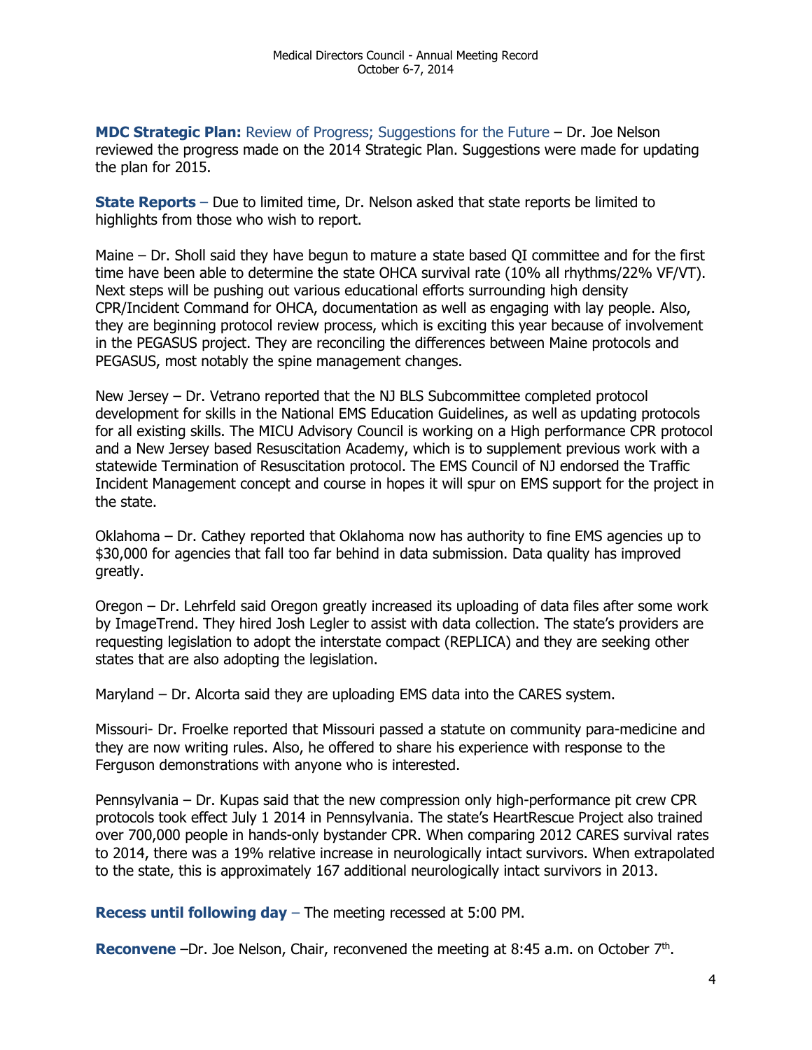**MDC Strategic Plan:** Review of Progress; Suggestions for the Future – Dr. Joe Nelson reviewed the progress made on the 2014 Strategic Plan. Suggestions were made for updating the plan for 2015.

**State Reports** – Due to limited time, Dr. Nelson asked that state reports be limited to highlights from those who wish to report.

Maine – Dr. Sholl said they have begun to mature a state based QI committee and for the first time have been able to determine the state OHCA survival rate (10% all rhythms/22% VF/VT). Next steps will be pushing out various educational efforts surrounding high density CPR/Incident Command for OHCA, documentation as well as engaging with lay people. Also, they are beginning protocol review process, which is exciting this year because of involvement in the PEGASUS project. They are reconciling the differences between Maine protocols and PEGASUS, most notably the spine management changes.

New Jersey – Dr. Vetrano reported that the NJ BLS Subcommittee completed protocol development for skills in the National EMS Education Guidelines, as well as updating protocols for all existing skills. The MICU Advisory Council is working on a High performance CPR protocol and a New Jersey based Resuscitation Academy, which is to supplement previous work with a statewide Termination of Resuscitation protocol. The EMS Council of NJ endorsed the Traffic Incident Management concept and course in hopes it will spur on EMS support for the project in the state.

Oklahoma – Dr. Cathey reported that Oklahoma now has authority to fine EMS agencies up to $30,000 for agencies that fall too far behind in data submission. Data quality has improved greatly.

Oregon – Dr. Lehrfeld said Oregon greatly increased its uploading of data files after some work by ImageTrend. They hired Josh Legler to assist with data collection. The state's providers are requesting legislation to adopt the interstate compact (REPLICA) and they are seeking other states that are also adopting the legislation.

Maryland – Dr. Alcorta said they are uploading EMS data into the CARES system.

Missouri- Dr. Froelke reported that Missouri passed a statute on community para-medicine and they are now writing rules. Also, he offered to share his experience with response to the Ferguson demonstrations with anyone who is interested.

Pennsylvania – Dr. Kupas said that the new compression only high-performance pit crew CPR protocols took effect July 1 2014 in Pennsylvania. The state's HeartRescue Project also trained over 700,000 people in hands-only bystander CPR. When comparing 2012 CARES survival rates to 2014, there was a 19% relative increase in neurologically intact survivors. When extrapolated to the state, this is approximately 167 additional neurologically intact survivors in 2013.

**Recess until following day** – The meeting recessed at 5:00 PM.

**Reconvene** –Dr. Joe Nelson, Chair, reconvened the meeting at 8:45 a.m. on October 7th.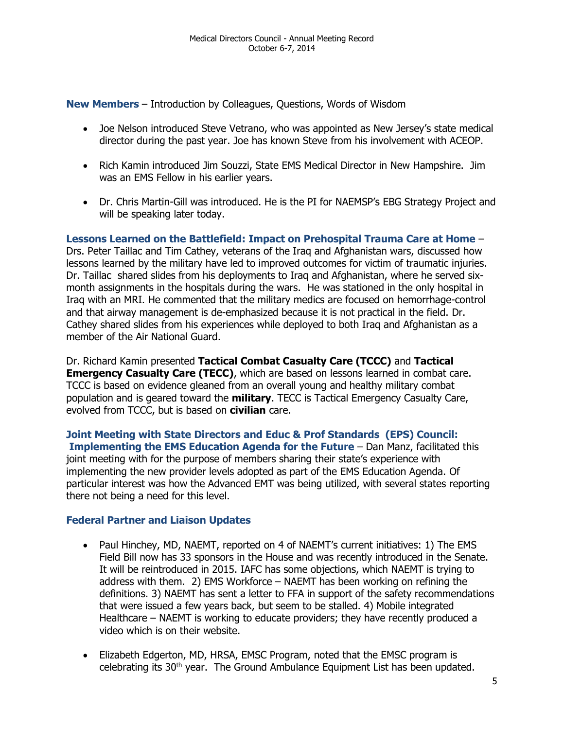**New Members** – Introduction by Colleagues, Questions, Words of Wisdom

- Joe Nelson introduced Steve Vetrano, who was appointed as New Jersey's state medical director during the past year. Joe has known Steve from his involvement with ACEOP.
- Rich Kamin introduced Jim Souzzi, State EMS Medical Director in New Hampshire. Jim was an EMS Fellow in his earlier years.
- Dr. Chris Martin-Gill was introduced. He is the PI for NAEMSP's EBG Strategy Project and will be speaking later today.

**Lessons Learned on the Battlefield: Impact on Prehospital Trauma Care at Home** – Drs. Peter Taillac and Tim Cathey, veterans of the Iraq and Afghanistan wars, discussed how lessons learned by the military have led to improved outcomes for victim of traumatic injuries. Dr. Taillac shared slides from his deployments to Iraq and Afghanistan, where he served six-month assignments in the hospitals during the wars. He was stationed in the only hospital in Iraq with an MRI. He commented that the military medics are focused on hemorrhage-control and that airway management is de-emphasized because it is not practical in the field. Dr. Cathey shared slides from his experiences while deployed to both Iraq and Afghanistan as a member of the Air National Guard.

Dr. Richard Kamin presented **Tactical Combat Casualty Care (TCCC)** and **Tactical Emergency Casualty Care (TECC)**, which are based on lessons learned in combat care. TCCC is based on evidence gleaned from an overall young and healthy military combat population and is geared toward the **military**. TECC is Tactical Emergency Casualty Care, evolved from TCCC, but is based on **civilian** care.

**Joint Meeting with State Directors and Educ & Prof Standards (EPS) Council: Implementing the EMS Education Agenda for the Future** – Dan Manz, facilitated this joint meeting with for the purpose of members sharing their state's experience with implementing the new provider levels adopted as part of the EMS Education Agenda. Of particular interest was how the Advanced EMT was being utilized, with several states reporting there not being a need for this level.

**Federal Partner and Liaison Updates**

- Paul Hinchey, MD, NAEMT, reported on 4 of NAEMT's current initiatives: 1) The EMS Field Bill now has 33 sponsors in the House and was recently introduced in the Senate. It will be reintroduced in 2015. IAFC has some objections, which NAEMT is trying to address with them. 2) EMS Workforce – NAEMT has been working on refining the definitions. 3) NAEMT has sent a letter to FFA in support of the safety recommendations that were issued a few years back, but seem to be stalled. 4) Mobile integrated Healthcare – NAEMT is working to educate providers; they have recently produced a video which is on their website.
- Elizabeth Edgerton, MD, HRSA, EMSC Program, noted that the EMSC program is celebrating its 30th year. The Ground Ambulance Equipment List has been updated.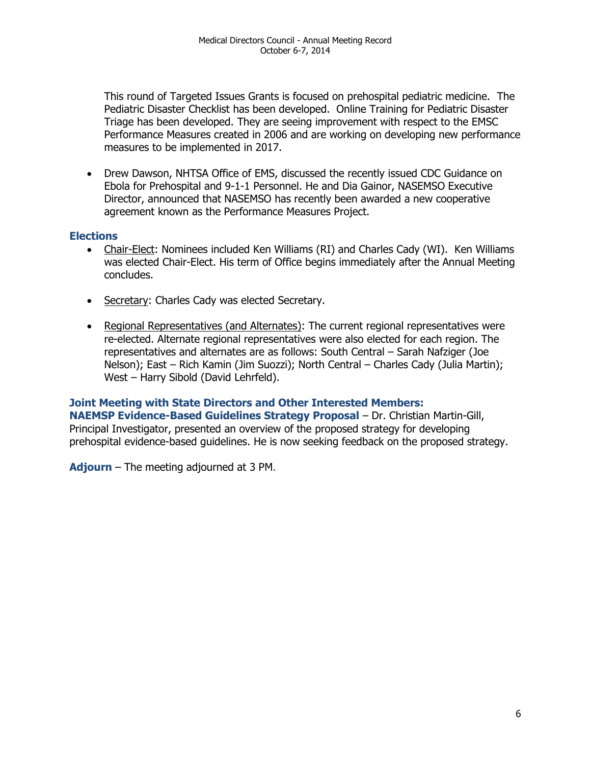This round of Targeted Issues Grants is focused on prehospital pediatric medicine. The Pediatric Disaster Checklist has been developed. Online Training for Pediatric Disaster Triage has been developed. They are seeing improvement with respect to the EMSC Performance Measures created in 2006 and are working on developing new performance measures to be implemented in 2017.

- Drew Dawson, NHTSA Office of EMS, discussed the recently issued CDC Guidance on Ebola for Prehospital and 9-1-1 Personnel. He and Dia Gainor, NASEMSO Executive Director, announced that NASEMSO has recently been awarded a new cooperative agreement known as the Performance Measures Project.

### Elections

- Chair-Elect: Nominees included Ken Williams (RI) and Charles Cady (WI). Ken Williams was elected Chair-Elect. His term of Office begins immediately after the Annual Meeting concludes.
- Secretary: Charles Cady was elected Secretary.
- Regional Representatives (and Alternates): The current regional representatives were re-elected. Alternate regional representatives were also elected for each region. The representatives and alternates are as follows: South Central – Sarah Nafziger (Joe Nelson); East – Rich Kamin (Jim Suozzi); North Central – Charles Cady (Julia Martin); West – Harry Sibold (David Lehrfeld).

### Joint Meeting with State Directors and Other Interested Members:

**NAEMSP Evidence-Based Guidelines Strategy Proposal** – Dr. Christian Martin-Gill, Principal Investigator, presented an overview of the proposed strategy for developing prehospital evidence-based guidelines. He is now seeking feedback on the proposed strategy.

**Adjourn** – The meeting adjourned at 3 PM.